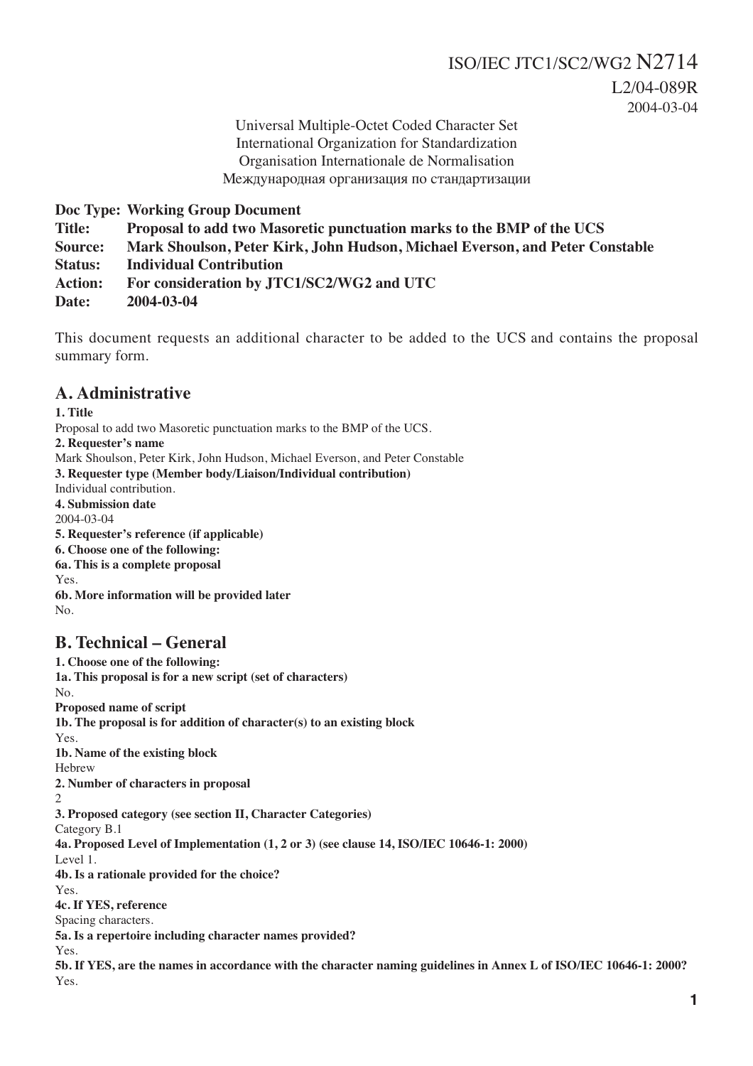ISO/IEC JTC1/SC2/WG2 N2714
L2/04-089R
2004-03-04

Universal Multiple-Octet Coded Character Set
International Organization for Standardization
Organisation Internationale de Normalisation
Международная организация по стандартизации

**Doc Type: Working Group Document**
**Title: Proposal to add two Masoretic punctuation marks to the BMP of the UCS**
**Source: Mark Shoulson, Peter Kirk, John Hudson, Michael Everson, and Peter Constable**
**Status: Individual Contribution**
**Action: For consideration by JTC1/SC2/WG2 and UTC**
**Date: 2004-03-04**

This document requests an additional character to be added to the UCS and contains the proposal summary form.

## A. Administrative

**1. Title**
Proposal to add two Masoretic punctuation marks to the BMP of the UCS.
**2. Requester's name**
Mark Shoulson, Peter Kirk, John Hudson, Michael Everson, and Peter Constable
**3. Requester type (Member body/Liaison/Individual contribution)**
Individual contribution.
**4. Submission date**
2004-03-04
**5. Requester's reference (if applicable)**
**6. Choose one of the following:**
**6a. This is a complete proposal**
Yes.
**6b. More information will be provided later**
No.

## B. Technical – General

**1. Choose one of the following:**
**1a. This proposal is for a new script (set of characters)**
No.
**Proposed name of script**
**1b. The proposal is for addition of character(s) to an existing block**
Yes.
**1b. Name of the existing block**
Hebrew
**2. Number of characters in proposal**
2
**3. Proposed category (see section II, Character Categories)**
Category B.1
**4a. Proposed Level of Implementation (1, 2 or 3) (see clause 14, ISO/IEC 10646-1: 2000)**
Level 1.
**4b. Is a rationale provided for the choice?**
Yes.
**4c. If YES, reference**
Spacing characters.
**5a. Is a repertoire including character names provided?**
Yes.
**5b. If YES, are the names in accordance with the character naming guidelines in Annex L of ISO/IEC 10646-1: 2000?**
Yes.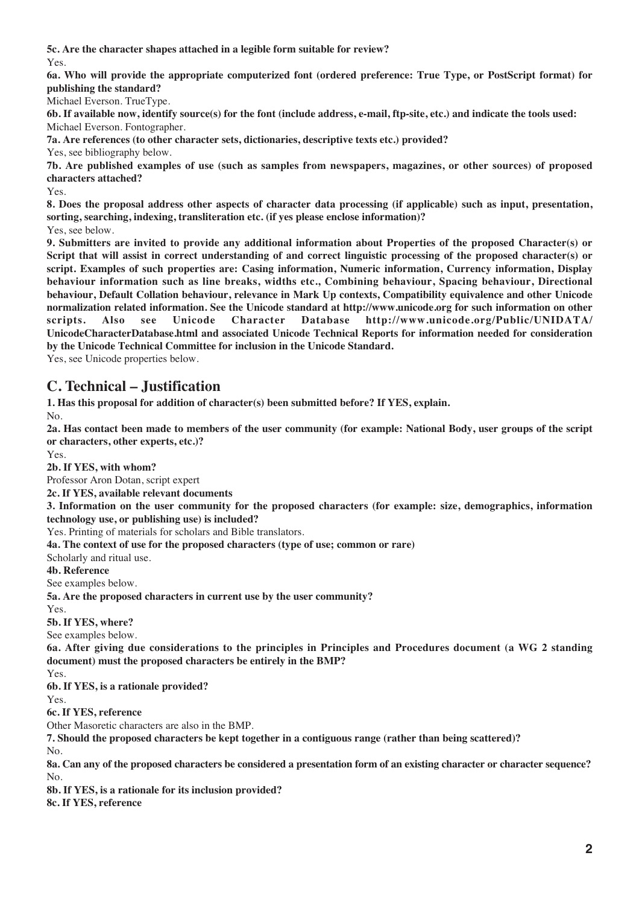**5c. Are the character shapes attached in a legible form suitable for review?**
Yes.

**6a. Who will provide the appropriate computerized font (ordered preference: True Type, or PostScript format) for publishing the standard?**
Michael Everson. TrueType.

**6b. If available now, identify source(s) for the font (include address, e-mail, ftp-site, etc.) and indicate the tools used:**
Michael Everson. Fontographer.

**7a. Are references (to other character sets, dictionaries, descriptive texts etc.) provided?**
Yes, see bibliography below.

**7b. Are published examples of use (such as samples from newspapers, magazines, or other sources) of proposed characters attached?**
Yes.

**8. Does the proposal address other aspects of character data processing (if applicable) such as input, presentation, sorting, searching, indexing, transliteration etc. (if yes please enclose information)?**
Yes, see below.

**9. Submitters are invited to provide any additional information about Properties of the proposed Character(s) or Script that will assist in correct understanding of and correct linguistic processing of the proposed character(s) or script. Examples of such properties are: Casing information, Numeric information, Currency information, Display behaviour information such as line breaks, widths etc., Combining behaviour, Spacing behaviour, Directional behaviour, Default Collation behaviour, relevance in Mark Up contexts, Compatibility equivalence and other Unicode normalization related information. See the Unicode standard at http://www.unicode.org for such information on other scripts. Also see Unicode Character Database http://www.unicode.org/Public/UNIDATA/UnicodeCharacterDatabase.html and associated Unicode Technical Reports for information needed for consideration by the Unicode Technical Committee for inclusion in the Unicode Standard.**
Yes, see Unicode properties below.

## C. Technical – Justification

**1. Has this proposal for addition of character(s) been submitted before? If YES, explain.**
No.

**2a. Has contact been made to members of the user community (for example: National Body, user groups of the script or characters, other experts, etc.)?**
Yes.

**2b. If YES, with whom?**
Professor Aron Dotan, script expert

**2c. If YES, available relevant documents**

**3. Information on the user community for the proposed characters (for example: size, demographics, information technology use, or publishing use) is included?**
Yes. Printing of materials for scholars and Bible translators.

**4a. The context of use for the proposed characters (type of use; common or rare)**
Scholarly and ritual use.

**4b. Reference**
See examples below.

**5a. Are the proposed characters in current use by the user community?**
Yes.

**5b. If YES, where?**
See examples below.

**6a. After giving due considerations to the principles in Principles and Procedures document (a WG 2 standing document) must the proposed characters be entirely in the BMP?**
Yes.

**6b. If YES, is a rationale provided?**
Yes.

**6c. If YES, reference**
Other Masoretic characters are also in the BMP.

**7. Should the proposed characters be kept together in a contiguous range (rather than being scattered)?**
No.

**8a. Can any of the proposed characters be considered a presentation form of an existing character or character sequence?**
No.

**8b. If YES, is a rationale for its inclusion provided?**

**8c. If YES, reference**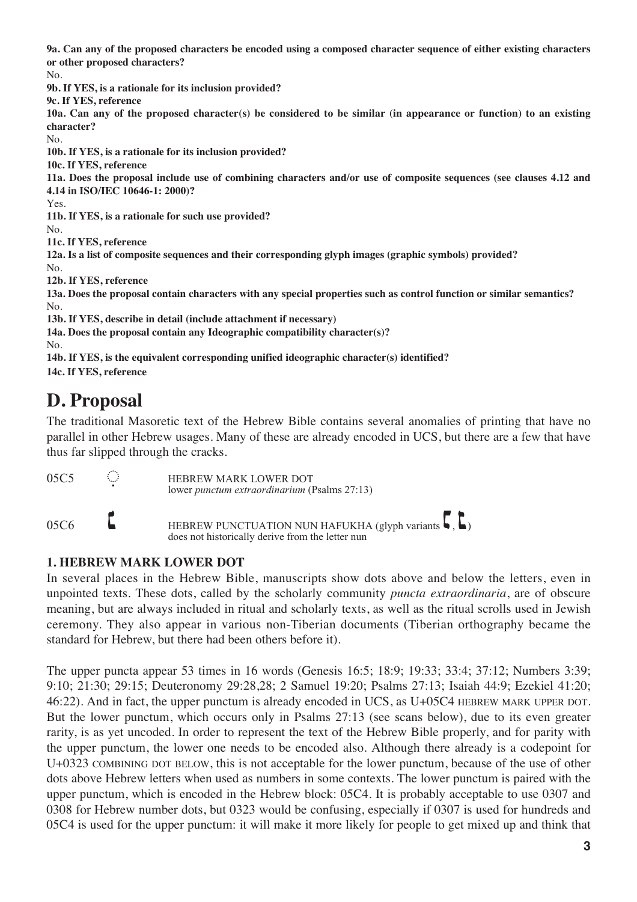**9a. Can any of the proposed characters be encoded using a composed character sequence of either existing characters or other proposed characters?**

No.

**9b. If YES, is a rationale for its inclusion provided?**

**9c. If YES, reference**

**10a. Can any of the proposed character(s) be considered to be similar (in appearance or function) to an existing character?**

No.

**10b. If YES, is a rationale for its inclusion provided?**

**10c. If YES, reference**

**11a. Does the proposal include use of combining characters and/or use of composite sequences (see clauses 4.12 and 4.14 in ISO/IEC 10646-1: 2000)?**

Yes.

**11b. If YES, is a rationale for such use provided?**

No.

**11c. If YES, reference**

**12a. Is a list of composite sequences and their corresponding glyph images (graphic symbols) provided?**

No.

**12b. If YES, reference**

**13a. Does the proposal contain characters with any special properties such as control function or similar semantics?**

No.

**13b. If YES, describe in detail (include attachment if necessary)**

**14a. Does the proposal contain any Ideographic compatibility character(s)?**

No.

**14b. If YES, is the equivalent corresponding unified ideographic character(s) identified?**

**14c. If YES, reference**

# D. Proposal

The traditional Masoretic text of the Hebrew Bible contains several anomalies of printing that have no parallel in other Hebrew usages. Many of these are already encoded in UCS, but there are a few that have thus far slipped through the cracks.

05C5 ◌ׅ HEBREW MARK LOWER DOT
lower *punctum extraordinarium* (Psalms 27:13)

05C6 ׆ HEBREW PUNCTUATION NUN HAFUKHA (glyph variants ׆, ׆)
does not historically derive from the letter nun

### 1. HEBREW MARK LOWER DOT

In several places in the Hebrew Bible, manuscripts show dots above and below the letters, even in unpointed texts. These dots, called by the scholarly community *puncta extraordinaria*, are of obscure meaning, but are always included in ritual and scholarly texts, as well as the ritual scrolls used in Jewish ceremony. They also appear in various non-Tiberian documents (Tiberian orthography became the standard for Hebrew, but there had been others before it).

The upper puncta appear 53 times in 16 words (Genesis 16:5; 18:9; 19:33; 33:4; 37:12; Numbers 3:39; 9:10; 21:30; 29:15; Deuteronomy 29:28,28; 2 Samuel 19:20; Psalms 27:13; Isaiah 44:9; Ezekiel 41:20; 46:22). And in fact, the upper punctum is already encoded in UCS, as U+05C4 HEBREW MARK UPPER DOT. But the lower punctum, which occurs only in Psalms 27:13 (see scans below), due to its even greater rarity, is as yet uncoded. In order to represent the text of the Hebrew Bible properly, and for parity with the upper punctum, the lower one needs to be encoded also. Although there already is a codepoint for U+0323 COMBINING DOT BELOW, this is not acceptable for the lower punctum, because of the use of other dots above Hebrew letters when used as numbers in some contexts. The lower punctum is paired with the upper punctum, which is encoded in the Hebrew block: 05C4. It is probably acceptable to use 0307 and 0308 for Hebrew number dots, but 0323 would be confusing, especially if 0307 is used for hundreds and 05C4 is used for the upper punctum: it will make it more likely for people to get mixed up and think that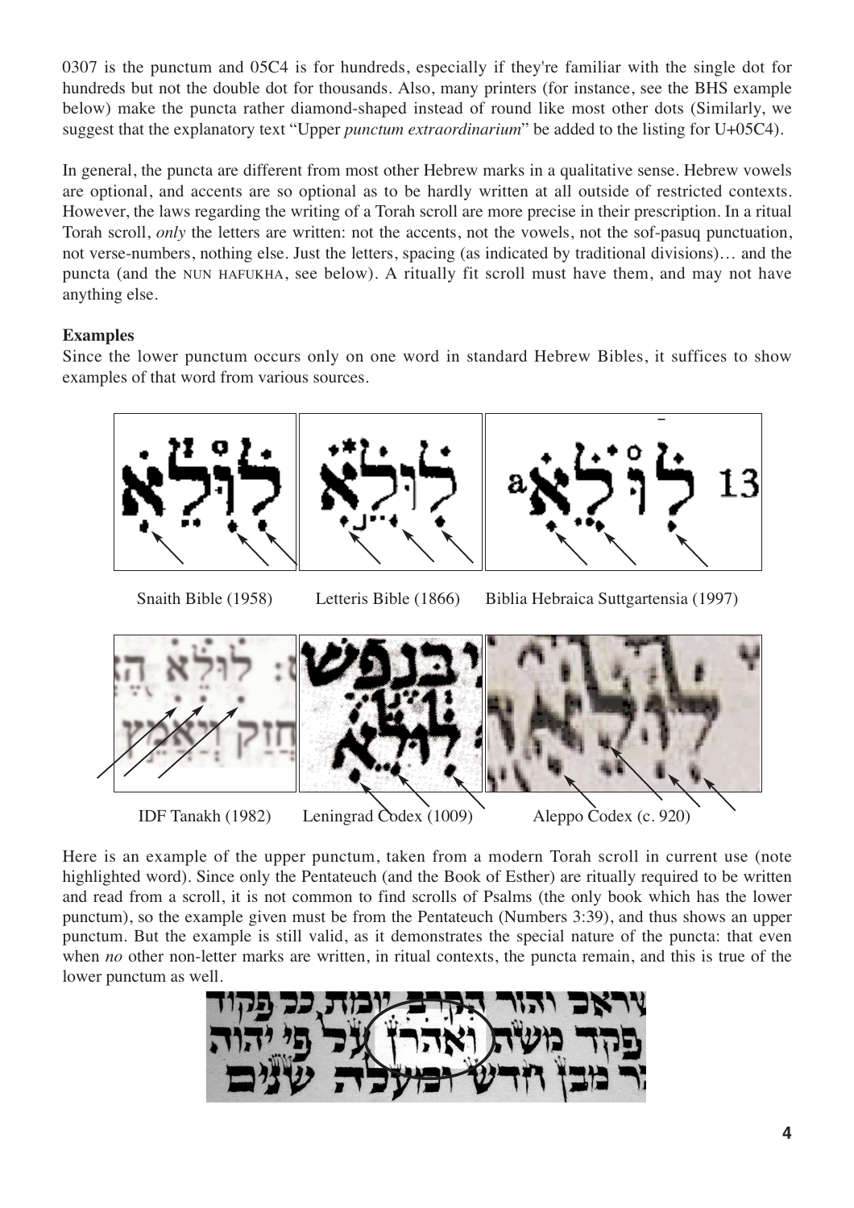0307 is the punctum and 05C4 is for hundreds, especially if they're familiar with the single dot for hundreds but not the double dot for thousands. Also, many printers (for instance, see the BHS example below) make the puncta rather diamond-shaped instead of round like most other dots (Similarly, we suggest that the explanatory text "Upper *punctum extraordinarium*" be added to the listing for U+05C4).

In general, the puncta are different from most other Hebrew marks in a qualitative sense. Hebrew vowels are optional, and accents are so optional as to be hardly written at all outside of restricted contexts. However, the laws regarding the writing of a Torah scroll are more precise in their prescription. In a ritual Torah scroll, *only* the letters are written: not the accents, not the vowels, not the sof-pasuq punctuation, not verse-numbers, nothing else. Just the letters, spacing (as indicated by traditional divisions)… and the puncta (and the NUN HAFUKHA, see below). A ritually fit scroll must have them, and may not have anything else.

**Examples**

Since the lower punctum occurs only on one word in standard Hebrew Bibles, it suffices to show examples of that word from various sources.

Snaith Bible (1958) Letteris Bible (1866) Biblia Hebraica Suttgartensia (1997)

IDF Tanakh (1982) Leningrad Codex (1009) Aleppo Codex (c. 920)

Here is an example of the upper punctum, taken from a modern Torah scroll in current use (note highlighted word). Since only the Pentateuch (and the Book of Esther) are ritually required to be written and read from a scroll, it is not common to find scrolls of Psalms (the only book which has the lower punctum), so the example given must be from the Pentateuch (Numbers 3:39), and thus shows an upper punctum. But the example is still valid, as it demonstrates the special nature of the puncta: that even when *no* other non-letter marks are written, in ritual contexts, the puncta remain, and this is true of the lower punctum as well.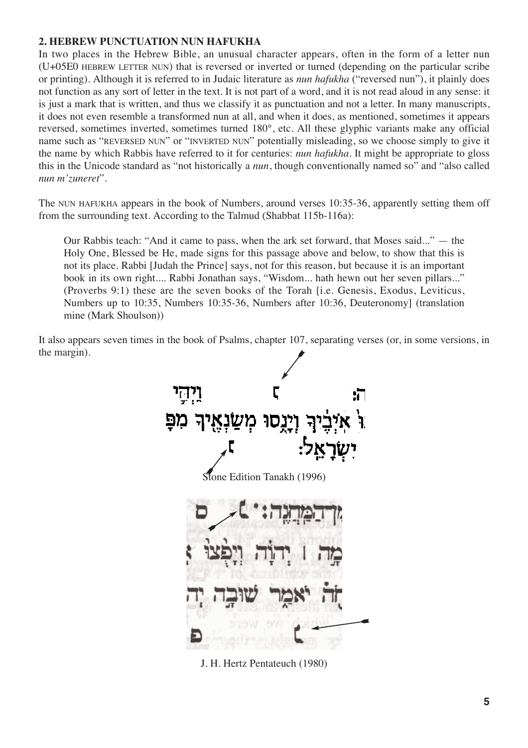**2. HEBREW PUNCTUATION NUN HAFUKHA**

In two places in the Hebrew Bible, an unusual character appears, often in the form of a letter nun (U+05E0 HEBREW LETTER NUN) that is reversed or inverted or turned (depending on the particular scribe or printing). Although it is referred to in Judaic literature as *nun hafukha* ("reversed nun"), it plainly does not function as any sort of letter in the text. It is not part of a word, and it is not read aloud in any sense: it is just a mark that is written, and thus we classify it as punctuation and not a letter. In many manuscripts, it does not even resemble a transformed nun at all, and when it does, as mentioned, sometimes it appears reversed, sometimes inverted, sometimes turned 180°, etc. All these glyphic variants make any official name such as "REVERSED NUN" or "INVERTED NUN" potentially misleading, so we choose simply to give it the name by which Rabbis have referred to it for centuries: *nun hafukha*. It might be appropriate to gloss this in the Unicode standard as "not historically a *nun*, though conventionally named so" and "also called *nun m'zuneret*".

The NUN HAFUKHA appears in the book of Numbers, around verses 10:35-36, apparently setting them off from the surrounding text. According to the Talmud (Shabbat 115b-116a):

> Our Rabbis teach: "And it came to pass, when the ark set forward, that Moses said..." — the Holy One, Blessed be He, made signs for this passage above and below, to show that this is not its place. Rabbi [Judah the Prince] says, not for this reason, but because it is an important book in its own right.... Rabbi Jonathan says, "Wisdom... hath hewn out her seven pillars..." (Proverbs 9:1) these are the seven books of the Torah [i.e. Genesis, Exodus, Leviticus, Numbers up to 10:35, Numbers 10:35-36, Numbers after 10:36, Deuteronomy] (translation mine (Mark Shoulson))

It also appears seven times in the book of Psalms, chapter 107, separating verses (or, in some versions, in the margin).

Stone Edition Tanakh (1996)

J. H. Hertz Pentateuch (1980)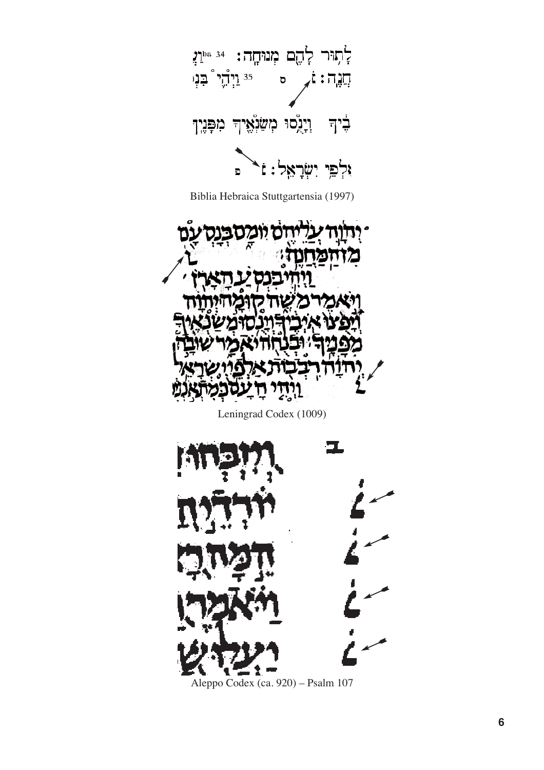לָתוּר לָהֶם מְנוּחָה׃ 34 וַעֲנַ
חֲנֶה׃ ׆ ס 35 וַיְהִ֛י בִּנְ

בֶּ֑יךָ וְיָנֻ֥סוּ מְשַׂנְאֶ֖יךָ מִפָּנֶֽיךָ

רִבְב֖וֹת אַלְפֵ֥י יִשְׂרָאֵֽל׃ ׆ פ

Biblia Hebraica Stuttgartensia (1997)

Leningrad Codex (1009)

Aleppo Codex (ca. 920) – Psalm 107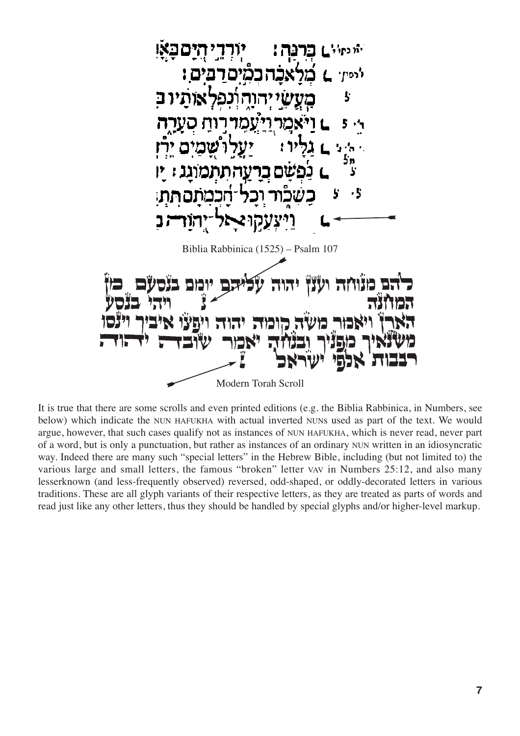Biblia Rabbinica (1525) – Psalm 107

Modern Torah Scroll

It is true that there are some scrolls and even printed editions (e.g. the Biblia Rabbinica, in Numbers, see below) which indicate the NUN HAFUKHA with actual inverted NUNS used as part of the text. We would argue, however, that such cases qualify not as instances of NUN HAFUKHA, which is never read, never part of a word, but is only a punctuation, but rather as instances of an ordinary NUN written in an idiosyncratic way. Indeed there are many such "special letters" in the Hebrew Bible, including (but not limited to) the various large and small letters, the famous "broken" letter VAV in Numbers 25:12, and also many lesserknown (and less-frequently observed) reversed, odd-shaped, or oddly-decorated letters in various traditions. These are all glyph variants of their respective letters, as they are treated as parts of words and read just like any other letters, thus they should be handled by special glyphs and/or higher-level markup.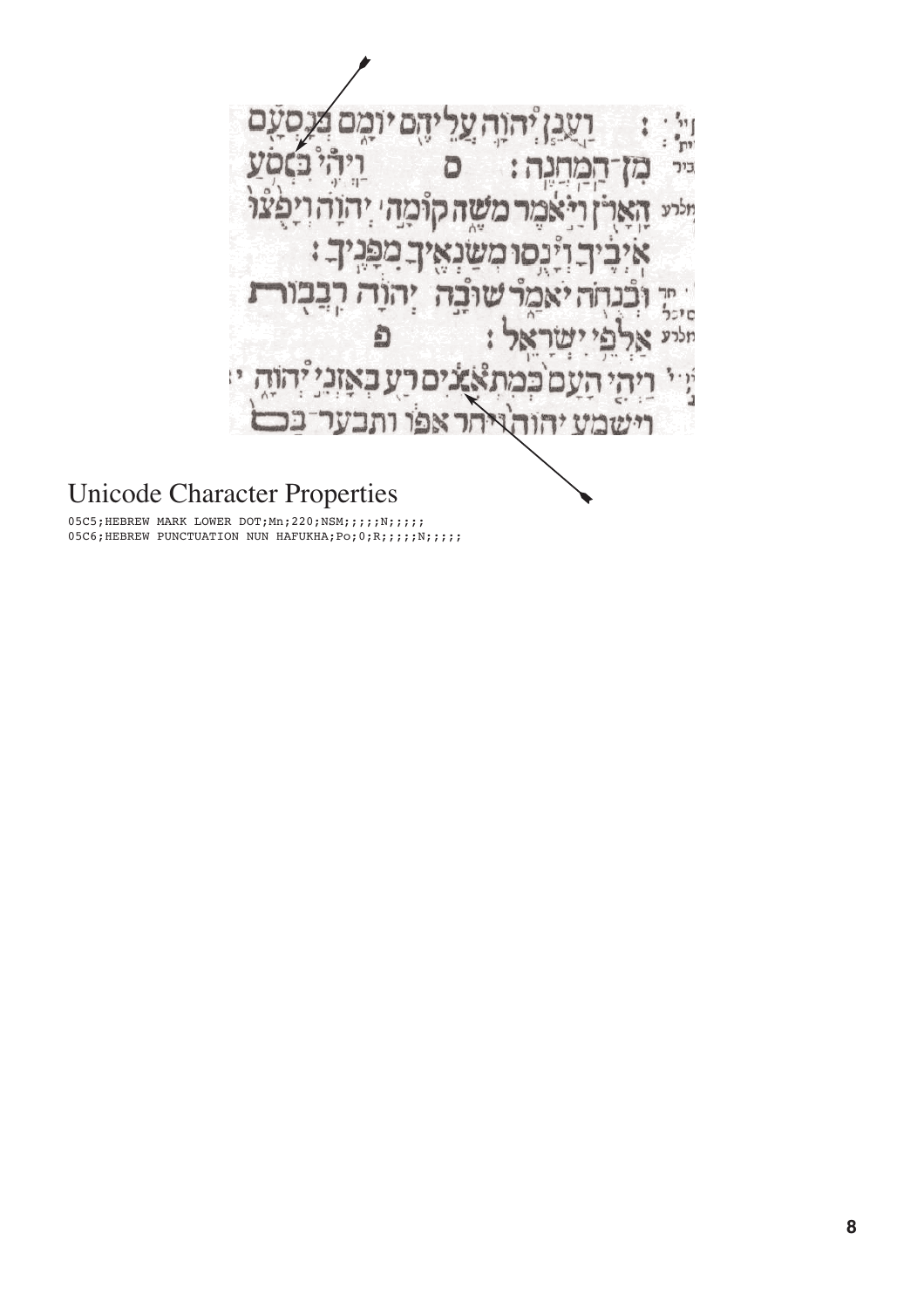## Unicode Character Properties

```
05C5;HEBREW MARK LOWER DOT;Mn;220;NSM;;;;;N;;;;;
05C6;HEBREW PUNCTUATION NUN HAFUKHA;Po;0;R;;;;;N;;;;;
```